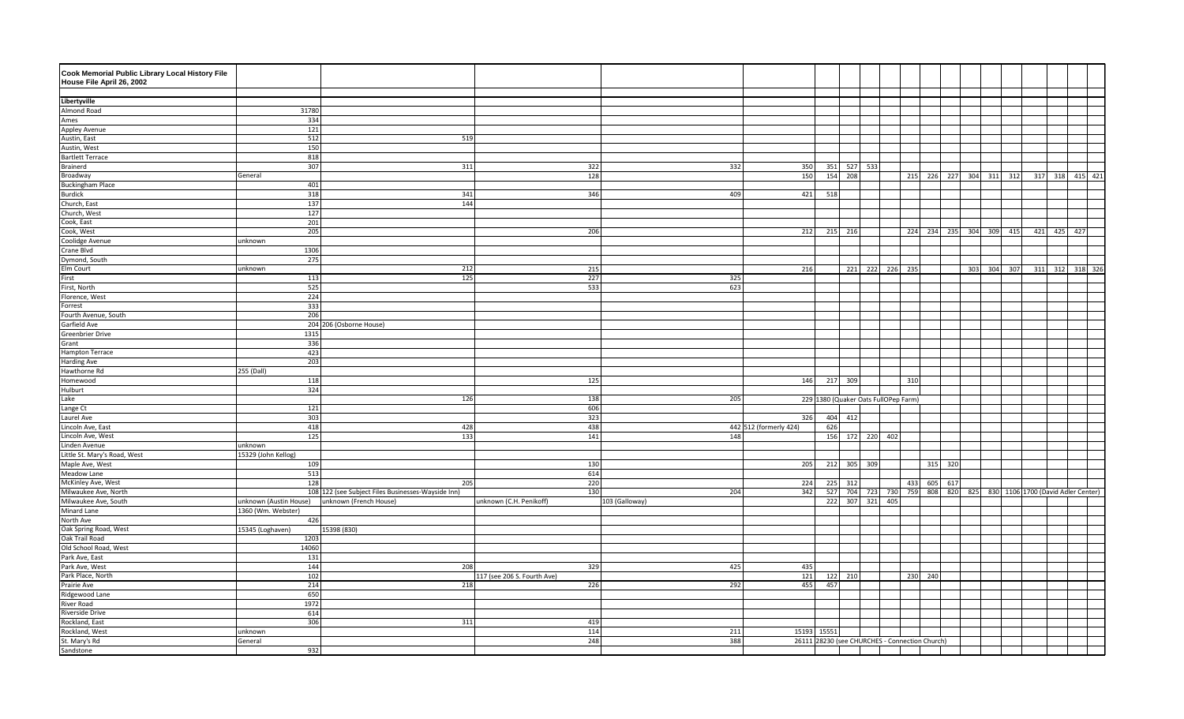| Cook Memorial Public Library Local History File House File April 26, 2002 | | | | | | | | | | | | | | | | | | | |
|---|---|---|---|---|---|---|---|---|---|---|---|---|---|---|---|---|---|---|---|
| **Libertyville** | | | | | | | | | | | | | | | | | | | |
| Almond Road | 31780 | | | | | | | | | | | | | | | | | | |
| Ames | 334 | | | | | | | | | | | | | | | | | | |
| Appley Avenue | 121 | | | | | | | | | | | | | | | | | | |
| Austin, East | 512 | 519 | | | | | | | | | | | | | | | | | |
| Austin, West | 150 | | | | | | | | | | | | | | | | | | |
| Bartlett Terrace | 818 | | | | | | | | | | | | | | | | | | |
| Brainerd | 307 | 311 | 322 | 332 | 350 | 351 | 527 | 533 | | | | | | | | | | | |
| Broadway | General | | 128 | | 150 | 154 | 208 | | | 215 | 226 | 227 | 304 | 311 | 312 | 317 | 318 | 415 | 421 |
| Buckingham Place | 401 | | | | | | | | | | | | | | | | | | |
| Burdick | 318 | 341 | 346 | 409 | 421 | 518 | | | | | | | | | | | | | |
| Church, East | 137 | 144 | | | | | | | | | | | | | | | | | |
| Church, West | 127 | | | | | | | | | | | | | | | | | | |
| Cook, East | 201 | | | | | | | | | | | | | | | | | | |
| Cook, West | 205 | | 206 | | 212 | 215 | 216 | | | 224 | 234 | 235 | 304 | 309 | 415 | 421 | 425 | 427 | |
| Coolidge Avenue | unknown | | | | | | | | | | | | | | | | | | |
| Crane Blvd | 1306 | | | | | | | | | | | | | | | | | | |
| Dymond, South | 275 | | | | | | | | | | | | | | | | | | |
| Elm Court | unknown | 212 | 215 | | 216 | | 221 | 222 | 226 | 235 | | | 303 | 304 | 307 | 311 | 312 | 318 | 326 |
| First | 113 | 125 | 227 | 325 | | | | | | | | | | | | | | | |
| First, North | 525 | | 533 | 623 | | | | | | | | | | | | | | | |
| Florence, West | 224 | | | | | | | | | | | | | | | | | | |
| Forrest | 333 | | | | | | | | | | | | | | | | | | |
| Fourth Avenue, South | 206 | | | | | | | | | | | | | | | | | | |
| Garfield Ave | 204 | 206 (Osborne House) | | | | | | | | | | | | | | | | | |
| Greenbrier Drive | 1315 | | | | | | | | | | | | | | | | | | |
| Grant | 336 | | | | | | | | | | | | | | | | | | |
| Hampton Terrace | 423 | | | | | | | | | | | | | | | | | | |
| Harding Ave | 203 | | | | | | | | | | | | | | | | | | |
| Hawthorne Rd | 255 (Dall) | | | | | | | | | | | | | | | | | | |
| Homewood | 118 | | 125 | | 146 | 217 | 309 | | | 310 | | | | | | | | | |
| Hulburt | 324 | | | | | | | | | | | | | | | | | | |
| Lake | | 126 | 138 | 205 | 229 | 1380 (Quaker Oats FullOPep Farm) | | | | | | | | | | | | | |
| Lange Ct | 121 | | 606 | | | | | | | | | | | | | | | | |
| Laurel Ave | 303 | | 323 | | 326 | 404 | 412 | | | | | | | | | | | | |
| Lincoln Ave, East | 418 | 428 | 438 | 442 | 512 (formerly 424) | 626 | | | | | | | | | | | | | |
| Lincoln Ave, West | 125 | 133 | 141 | 148 | | 156 | 172 | 220 | 402 | | | | | | | | | | |
| Linden Avenue | unknown | | | | | | | | | | | | | | | | | | |
| Little St. Mary's Road, West | 15329 (John Kellog) | | | | | | | | | | | | | | | | | | |
| Maple Ave, West | 109 | | 130 | | 205 | 212 | 305 | 309 | | | 315 | 320 | | | | | | | |
| Meadow Lane | 513 | | 614 | | | | | | | | | | | | | | | | |
| McKinley Ave, West | 128 | 205 | 220 | | 224 | 225 | 312 | | | 433 | 605 | 617 | | | | | | | |
| Milwaukee Ave, North | 108 | 122 (see Subject Files Businesses-Wayside Inn) | 130 | 204 | 342 | 527 | 704 | 723 | 730 | 759 | 808 | 820 | 825 | 830 | 1106 | 1700 (David Adler Center) | | | |
| Milwaukee Ave, South | unknown (Austin House) | unknown (French House) | unknown (C.H. Penikoff) | 103 (Galloway) | | 222 | 307 | 321 | 405 | | | | | | | | | | |
| Minard Lane | 1360 (Wm. Webster) | | | | | | | | | | | | | | | | | | |
| North Ave | 426 | | | | | | | | | | | | | | | | | | |
| Oak Spring Road, West | 15345 (Loghaven) | 15398 (830) | | | | | | | | | | | | | | | | | |
| Oak Trail Road | 1203 | | | | | | | | | | | | | | | | | | |
| Old School Road, West | 14060 | | | | | | | | | | | | | | | | | | |
| Park Ave, East | 131 | | | | | | | | | | | | | | | | | | |
| Park Ave, West | 144 | 208 | 329 | 425 | 435 | | | | | | | | | | | | | | |
| Park Place, North | 102 | | 117 (see 206 S. Fourth Ave) | | 121 | 122 | 210 | | | 230 | 240 | | | | | | | | |
| Prairie Ave | 214 | 218 | 226 | 292 | 455 | 457 | | | | | | | | | | | | | |
| Ridgewood Lane | 650 | | | | | | | | | | | | | | | | | | |
| River Road | 1972 | | | | | | | | | | | | | | | | | | |
| Riverside Drive | 614 | | | | | | | | | | | | | | | | | | |
| Rockland, East | 306 | 311 | 419 | | | | | | | | | | | | | | | | |
| Rockland, West | unknown | | 114 | 211 | 15193 | 15551 | | | | | | | | | | | | | |
| St. Mary's Rd | General | | 248 | 388 | 26111 | 28230 (see CHURCHES - Connection Church) | | | | | | | | | | | | | |
| Sandstone | 932 | | | | | | | | | | | | | | | | | | |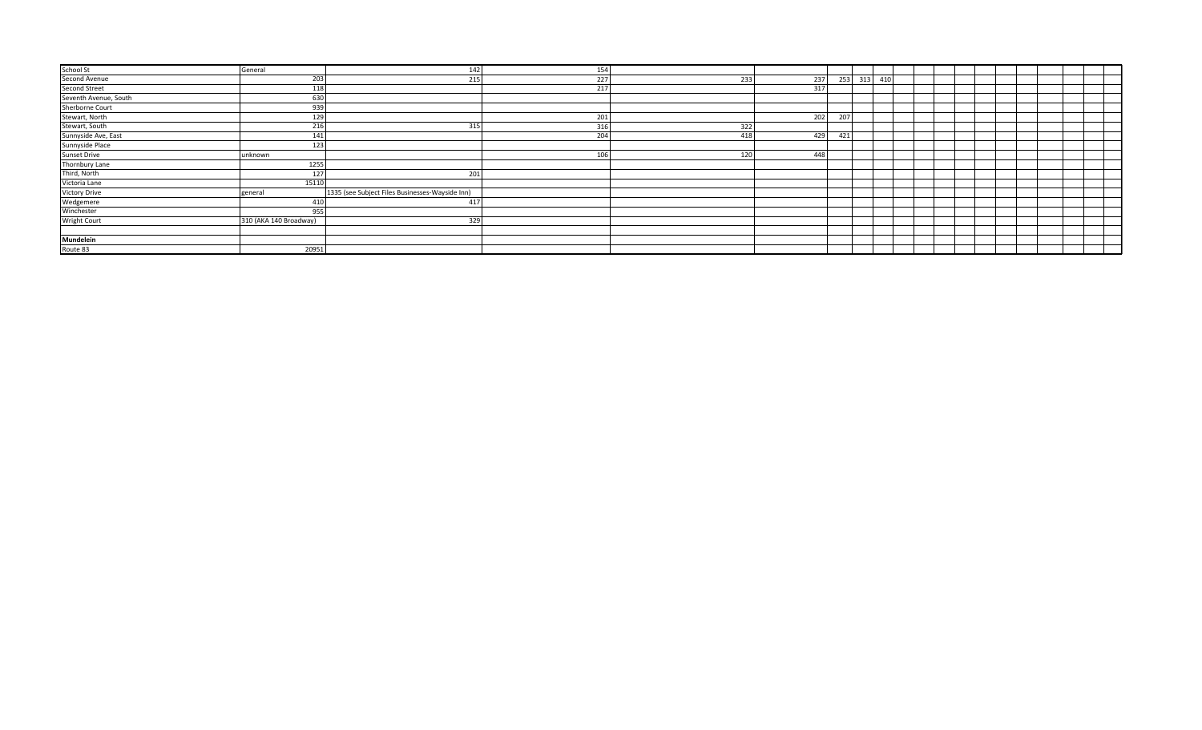| | | | | | | | | |
|---|---|---|---|---|---|---|---|---|
| School St | General | 142 | 154 | | | | | |
| Second Avenue | 203 | 215 | 227 | 233 | 237 | 253 | 313 | 410 |
| Second Street | 118 | | 217 | | 317 | | | |
| Seventh Avenue, South | 630 | | | | | | | |
| Sherborne Court | 939 | | | | | | | |
| Stewart, North | 129 | | 201 | | 202 | 207 | | |
| Stewart, South | 216 | 315 | 316 | 322 | | | | |
| Sunnyside Ave, East | 141 | | 204 | 418 | 429 | 421 | | |
| Sunnyside Place | 123 | | | | | | | |
| Sunset Drive | unknown | | 106 | 120 | 448 | | | |
| Thornbury Lane | 1255 | | | | | | | |
| Third, North | 127 | 201 | | | | | | |
| Victoria Lane | 15110 | | | | | | | |
| Victory Drive | general | 1335 (see Subject Files Businesses-Wayside Inn) | | | | | | |
| Wedgemere | 410 | 417 | | | | | | |
| Winchester | 955 | | | | | | | |
| Wright Court | 310 (AKA 140 Broadway) | 329 | | | | | | |
| | | | | | | | | |
| **Mundelein** | | | | | | | | |
| Route 83 | 20951 | | | | | | | |